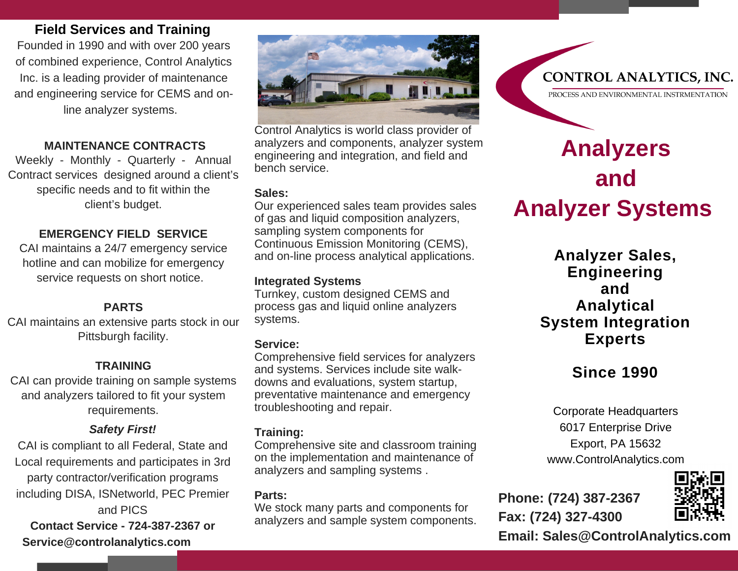## Field Services and Training

Founded in 1990 and with over 200 years of combined experience, Control Analytics Inc. is a leading provider of maintenance and engineering service for CEMS and on-line analyzer systems.

### MAINTENANCE CONTRACTS

Weekly - Monthly - Quarterly - Annual

Contract services designed around a client's specific needs and to fit within the client's budget.

### EMERGENCY FIELD SERVICE

CAI maintains a 24/7 emergency service hotline and can mobilize for emergency service requests on short notice.

### PARTS

CAI maintains an extensive parts stock in our Pittsburgh facility.

### TRAINING

CAI can provide training on sample systems and analyzers tailored to fit your system requirements.

***Safety First!***

CAI is compliant to all Federal, State and Local requirements and participates in 3rd party contractor/verification programs including DISA, ISNetworld, PEC Premier and PICS

**Contact Service - 724-387-2367 or Service@controlanalytics.com**

Control Analytics is world class provider of analyzers and components, analyzer system engineering and integration, and field and bench service.

**Sales:**
Our experienced sales team provides sales of gas and liquid composition analyzers, sampling system components for Continuous Emission Monitoring (CEMS), and on-line process analytical applications.

**Integrated Systems**
Turnkey, custom designed CEMS and process gas and liquid online analyzers systems.

**Service:**
Comprehensive field services for analyzers and systems. Services include site walk-downs and evaluations, system startup, preventative maintenance and emergency troubleshooting and repair.

**Training:**
Comprehensive site and classroom training on the implementation and maintenance of analyzers and sampling systems .

**Parts:**
We stock many parts and components for analyzers and sample system components.

CONTROL ANALYTICS, INC.

PROCESS AND ENVIRONMENTAL INSTRMENTATION

# Analyzers and Analyzer Systems

## Analyzer Sales, Engineering and Analytical System Integration Experts

## Since 1990

Corporate Headquarters
6017 Enterprise Drive
Export, PA 15632
www.ControlAnalytics.com

**Phone: (724) 387-2367**
**Fax: (724) 327-4300**
**Email: Sales@ControlAnalytics.com**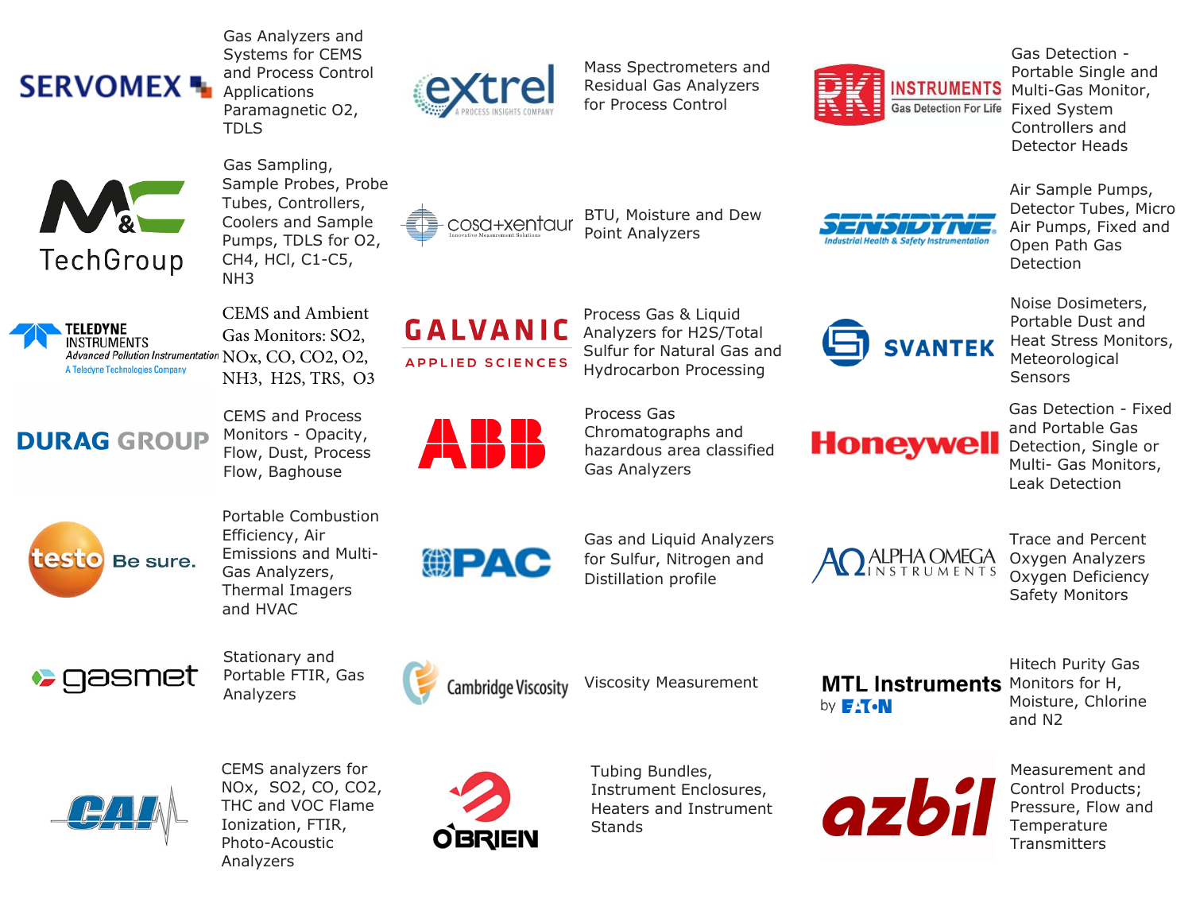| | | | | | |
|---|---|---|---|---|---|
| SERVOMEX | Gas Analyzers and Systems for CEMS and Process Control Applications Paramagnetic $O_2$, TDLS | extrel (A Process Insights Company) | Mass Spectrometers and Residual Gas Analyzers for Process Control | RKI INSTRUMENTS Gas Detection For Life | Gas Detection - Portable Single and Multi-Gas Monitor, Fixed System Controllers and Detector Heads |
| M&C TechGroup | Gas Sampling, Sample Probes, Probe Tubes, Controllers, Coolers and Sample Pumps, TDLS for $O_2$, $CH_4$, HCl, C1-C5, $NH_3$ | cosa+xentaur (Innovative Measurement Solutions) | BTU, Moisture and Dew Point Analyzers | SENSIDYNE Industrial Health & Safety Instrumentation | Air Sample Pumps, Detector Tubes, Micro Air Pumps, Fixed and Open Path Gas Detection |
| TELEDYNE INSTRUMENTS Advanced Pollution Instrumentation (A Teledyne Technologies Company) | CEMS and Ambient Gas Monitors: $SO_2$, NOx, CO, $CO_2$, $O_2$, $NH_3$, $H_2S$, TRS, $O_3$ | GALVANIC APPLIED SCIENCES | Process Gas & Liquid Analyzers for $H_2S$/Total Sulfur for Natural Gas and Hydrocarbon Processing | SVANTEK | Noise Dosimeters, Portable Dust and Heat Stress Monitors, Meteorological Sensors |
| DURAG GROUP | CEMS and Process Monitors - Opacity, Flow, Dust, Process Flow, Baghouse | ABB | Process Gas Chromatographs and hazardous area classified Gas Analyzers | Honeywell | Gas Detection - Fixed and Portable Gas Detection, Single or Multi- Gas Monitors, Leak Detection |
| testo Be sure. | Portable Combustion Efficiency, Air Emissions and Multi-Gas Analyzers, Thermal Imagers and HVAC | PAC | Gas and Liquid Analyzers for Sulfur, Nitrogen and Distillation profile | ALPHA OMEGA INSTRUMENTS | Trace and Percent Oxygen Analyzers Oxygen Deficiency Safety Monitors |
| gasmet | Stationary and Portable FTIR, Gas Analyzers | Cambridge Viscosity | Viscosity Measurement | MTL Instruments by EATON | Hitech Purity Gas Monitors for H, Moisture, Chlorine and N2 |
| CAI | CEMS analyzers for NOx, $SO_2$, CO, $CO_2$, THC and VOC Flame Ionization, FTIR, Photo-Acoustic Analyzers | O'BRIEN | Tubing Bundles, Instrument Enclosures, Heaters and Instrument Stands | azbil | Measurement and Control Products; Pressure, Flow and Temperature Transmitters |